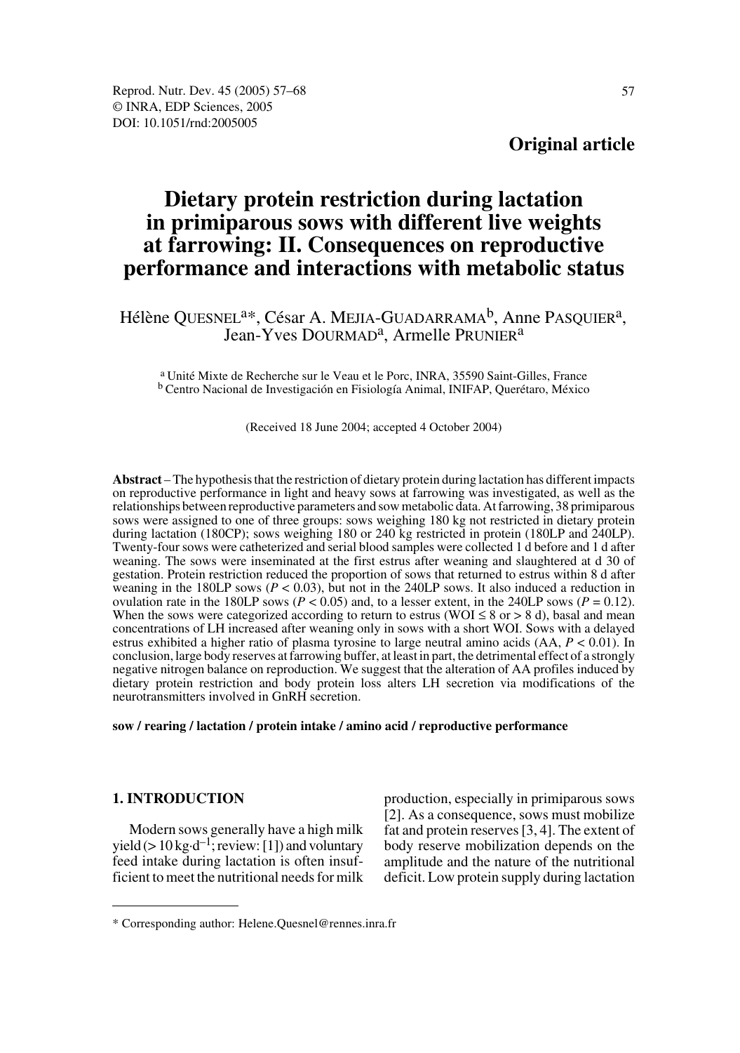**Original article**

# Dietary protein restriction during lactation in primiparous sows with different live weights at farrowing: II. Consequences on reproductive performance and interactions with metabolic status

Hélène QUESNEL[a]*, César A. MEJIA-GUADARRAMA[b], Anne PASQUIER[a], Jean-Yves DOURMAD[a], Armelle PRUNIER[a]

[a] Unité Mixte de Recherche sur le Veau et le Porc, INRA, 35590 Saint-Gilles, France
[b] Centro Nacional de Investigación en Fisiología Animal, INIFAP, Querétaro, México

(Received 18 June 2004; accepted 4 October 2004)

**Abstract** – The hypothesis that the restriction of dietary protein during lactation has different impacts on reproductive performance in light and heavy sows at farrowing was investigated, as well as the relationships between reproductive parameters and sow metabolic data. At farrowing, 38 primiparous sows were assigned to one of three groups: sows weighing 180 kg not restricted in dietary protein during lactation (180CP); sows weighing 180 or 240 kg restricted in protein (180LP and 240LP). Twenty-four sows were catheterized and serial blood samples were collected 1 d before and 1 d after weaning. The sows were inseminated at the first estrus after weaning and slaughtered at d 30 of gestation. Protein restriction reduced the proportion of sows that returned to estrus within 8 d after weaning in the 180LP sows ($P < 0.03$), but not in the 240LP sows. It also induced a reduction in ovulation rate in the 180LP sows ($P < 0.05$) and, to a lesser extent, in the 240LP sows ($P = 0.12$). When the sows were categorized according to return to estrus (WOI ≤ 8 or > 8 d), basal and mean concentrations of LH increased after weaning only in sows with a short WOI. Sows with a delayed estrus exhibited a higher ratio of plasma tyrosine to large neutral amino acids (AA, $P < 0.01$). In conclusion, large body reserves at farrowing buffer, at least in part, the detrimental effect of a strongly negative nitrogen balance on reproduction. We suggest that the alteration of AA profiles induced by dietary protein restriction and body protein loss alters LH secretion via modifications of the neurotransmitters involved in GnRH secretion.

**sow / rearing / lactation / protein intake / amino acid / reproductive performance**

## 1. INTRODUCTION

Modern sows generally have a high milk yield (> 10 kg·d$^{-1}$; review: [1]) and voluntary feed intake during lactation is often insufficient to meet the nutritional needs for milk production, especially in primiparous sows [2]. As a consequence, sows must mobilize fat and protein reserves [3, 4]. The extent of body reserve mobilization depends on the amplitude and the nature of the nutritional deficit. Low protein supply during lactation

* Corresponding author: Helene.Quesnel@rennes.inra.fr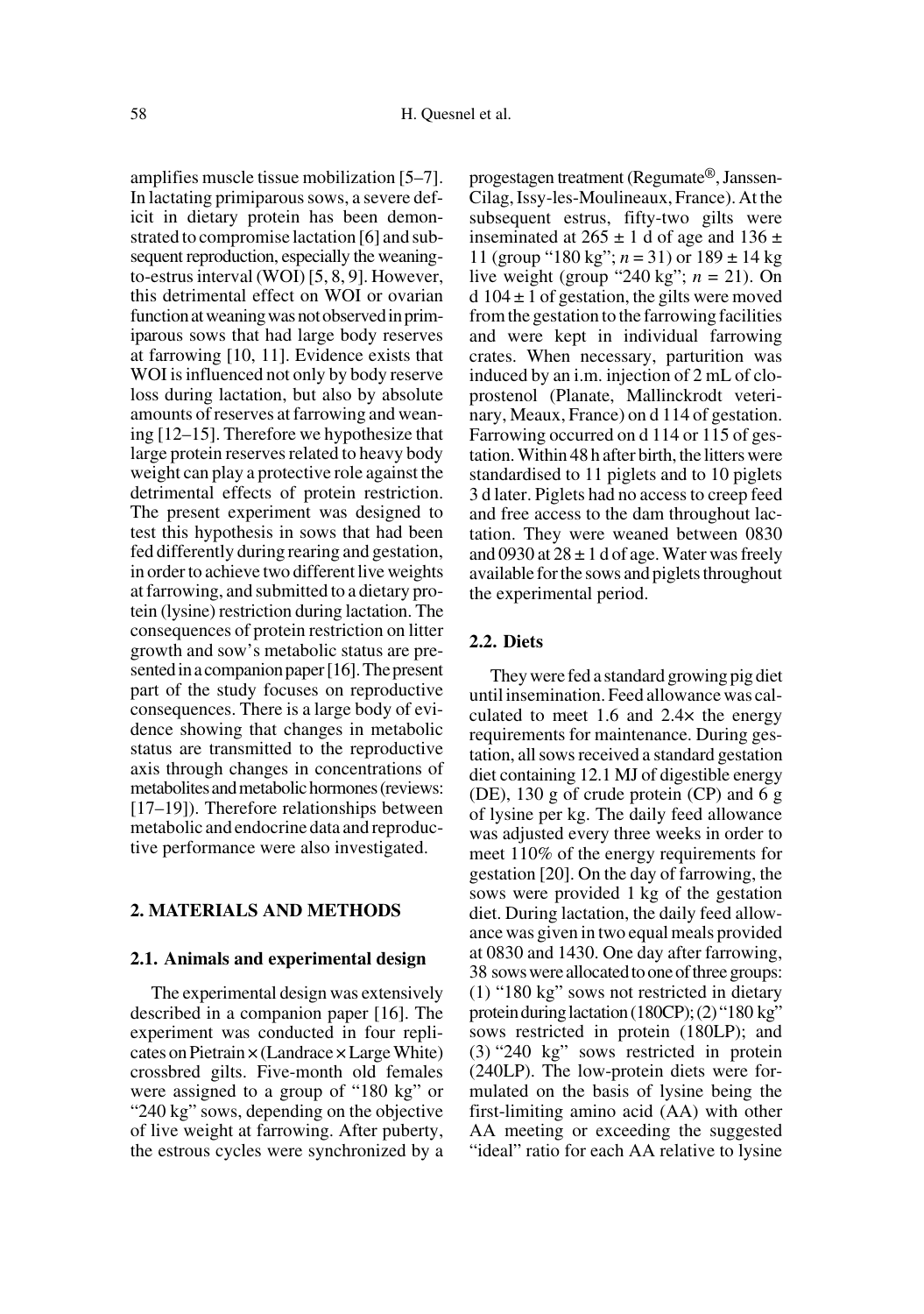amplifies muscle tissue mobilization [5–7]. In lactating primiparous sows, a severe deficit in dietary protein has been demonstrated to compromise lactation [6] and subsequent reproduction, especially the weaning-to-estrus interval (WOI) [5, 8, 9]. However, this detrimental effect on WOI or ovarian function at weaning was not observed in primiparous sows that had large body reserves at farrowing [10, 11]. Evidence exists that WOI is influenced not only by body reserve loss during lactation, but also by absolute amounts of reserves at farrowing and weaning [12–15]. Therefore we hypothesize that large protein reserves related to heavy body weight can play a protective role against the detrimental effects of protein restriction. The present experiment was designed to test this hypothesis in sows that had been fed differently during rearing and gestation, in order to achieve two different live weights at farrowing, and submitted to a dietary protein (lysine) restriction during lactation. The consequences of protein restriction on litter growth and sow's metabolic status are presented in a companion paper [16]. The present part of the study focuses on reproductive consequences. There is a large body of evidence showing that changes in metabolic status are transmitted to the reproductive axis through changes in concentrations of metabolites and metabolic hormones (reviews: [17–19]). Therefore relationships between metabolic and endocrine data and reproductive performance were also investigated.

## 2. MATERIALS AND METHODS

### 2.1. Animals and experimental design

The experimental design was extensively described in a companion paper [16]. The experiment was conducted in four replicates on Pietrain × (Landrace × Large White) crossbred gilts. Five-month old females were assigned to a group of "180 kg" or "240 kg" sows, depending on the objective of live weight at farrowing. After puberty, the estrous cycles were synchronized by a progestagen treatment (Regumate®, Janssen-Cilag, Issy-les-Moulineaux, France). At the subsequent estrus, fifty-two gilts were inseminated at 265 ± 1 d of age and 136 ± 11 (group "180 kg"; $n = 31$) or 189 ± 14 kg live weight (group "240 kg"; $n = 21$). On d 104 ± 1 of gestation, the gilts were moved from the gestation to the farrowing facilities and were kept in individual farrowing crates. When necessary, parturition was induced by an i.m. injection of 2 mL of cloprostenol (Planate, Mallinckrodt veterinary, Meaux, France) on d 114 of gestation. Farrowing occurred on d 114 or 115 of gestation. Within 48 h after birth, the litters were standardised to 11 piglets and to 10 piglets 3 d later. Piglets had no access to creep feed and free access to the dam throughout lactation. They were weaned between 0830 and 0930 at 28 ± 1 d of age. Water was freely available for the sows and piglets throughout the experimental period.

### 2.2. Diets

They were fed a standard growing pig diet until insemination. Feed allowance was calculated to meet 1.6 and 2.4× the energy requirements for maintenance. During gestation, all sows received a standard gestation diet containing 12.1 MJ of digestible energy (DE), 130 g of crude protein (CP) and 6 g of lysine per kg. The daily feed allowance was adjusted every three weeks in order to meet 110% of the energy requirements for gestation [20]. On the day of farrowing, the sows were provided 1 kg of the gestation diet. During lactation, the daily feed allowance was given in two equal meals provided at 0830 and 1430. One day after farrowing, 38 sows were allocated to one of three groups: (1) "180 kg" sows not restricted in dietary protein during lactation (180CP); (2) "180 kg" sows restricted in protein (180LP); and (3) "240 kg" sows restricted in protein (240LP). The low-protein diets were formulated on the basis of lysine being the first-limiting amino acid (AA) with other AA meeting or exceeding the suggested "ideal" ratio for each AA relative to lysine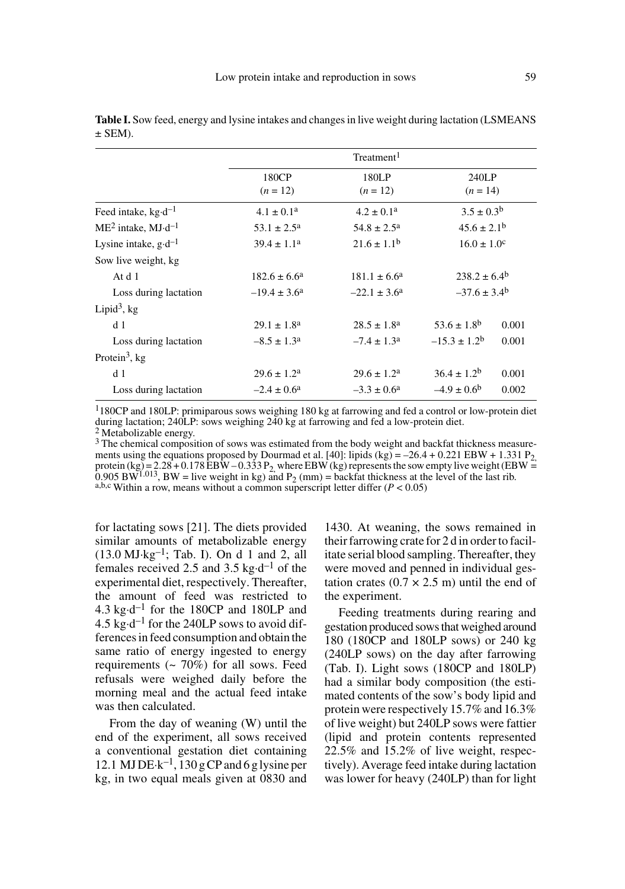**Table I.** Sow feed, energy and lysine intakes and changes in live weight during lactation (LSMEANS ± SEM).

| | Treatment[1] | | | |
|---|---|---|---|---|
| | 180CP ($n$ = 12) | 180LP ($n$ = 12) | 240LP ($n$ = 14) | |
| Feed intake, kg·d$^{-1}$ | 4.1 ± 0.1[a] | 4.2 ± 0.1[a] | 3.5 ± 0.3[b] | |
| ME[2] intake, MJ·d$^{-1}$ | 53.1 ± 2.5[a] | 54.8 ± 2.5[a] | 45.6 ± 2.1[b] | |
| Lysine intake, g·d$^{-1}$ | 39.4 ± 1.1[a] | 21.6 ± 1.1[b] | 16.0 ± 1.0[c] | |
| Sow live weight, kg | | | | |
| At d 1 | 182.6 ± 6.6[a] | 181.1 ± 6.6[a] | 238.2 ± 6.4[b] | |
| Loss during lactation | –19.4 ± 3.6[a] | –22.1 ± 3.6[a] | –37.6 ± 3.4[b] | |
| Lipid[3], kg | | | | |
| d 1 | 29.1 ± 1.8[a] | 28.5 ± 1.8[a] | 53.6 ± 1.8[b] | 0.001 |
| Loss during lactation | –8.5 ± 1.3[a] | –7.4 ± 1.3[a] | –15.3 ± 1.2[b] | 0.001 |
| Protein[3], kg | | | | |
| d 1 | 29.6 ± 1.2[a] | 29.6 ± 1.2[a] | 36.4 ± 1.2[b] | 0.001 |
| Loss during lactation | –2.4 ± 0.6[a] | –3.3 ± 0.6[a] | –4.9 ± 0.6[b] | 0.002 |

[1] 180CP and 180LP: primiparous sows weighing 180 kg at farrowing and fed a control or low-protein diet during lactation; 240LP: sows weighing 240 kg at farrowing and fed a low-protein diet.
[2] Metabolizable energy.
[3] The chemical composition of sows was estimated from the body weight and backfat thickness measurements using the equations proposed by Dourmad et al. [40]: lipids (kg) = $-26.4 + 0.221$ EBW + $1.331\ P_2$, protein (kg) = $2.28 + 0.178$ EBW – $0.333\ P_2$, where EBW (kg) represents the sow empty live weight (EBW = $0.905\ BW^{1.013}$, BW = live weight in kg) and $P_2$ (mm) = backfat thickness at the level of the last rib.
[a,b,c] Within a row, means without a common superscript letter differ ($P < 0.05$)

for lactating sows [21]. The diets provided similar amounts of metabolizable energy (13.0 MJ·kg$^{-1}$; Tab. I). On d 1 and 2, all females received 2.5 and 3.5 kg·d$^{-1}$ of the experimental diet, respectively. Thereafter, the amount of feed was restricted to 4.3 kg·d$^{-1}$ for the 180CP and 180LP and 4.5 kg·d$^{-1}$ for the 240LP sows to avoid differences in feed consumption and obtain the same ratio of energy ingested to energy requirements (~ 70%) for all sows. Feed refusals were weighed daily before the morning meal and the actual feed intake was then calculated.

From the day of weaning (W) until the end of the experiment, all sows received a conventional gestation diet containing 12.1 MJ DE·k$^{-1}$, 130 g CP and 6 g lysine per kg, in two equal meals given at 0830 and 1430. At weaning, the sows remained in their farrowing crate for 2 d in order to facilitate serial blood sampling. Thereafter, they were moved and penned in individual gestation crates (0.7 × 2.5 m) until the end of the experiment.

Feeding treatments during rearing and gestation produced sows that weighed around 180 (180CP and 180LP sows) or 240 kg (240LP sows) on the day after farrowing (Tab. I). Light sows (180CP and 180LP) had a similar body composition (the estimated contents of the sow's body lipid and protein were respectively 15.7% and 16.3% of live weight) but 240LP sows were fattier (lipid and protein contents represented 22.5% and 15.2% of live weight, respectively). Average feed intake during lactation was lower for heavy (240LP) than for light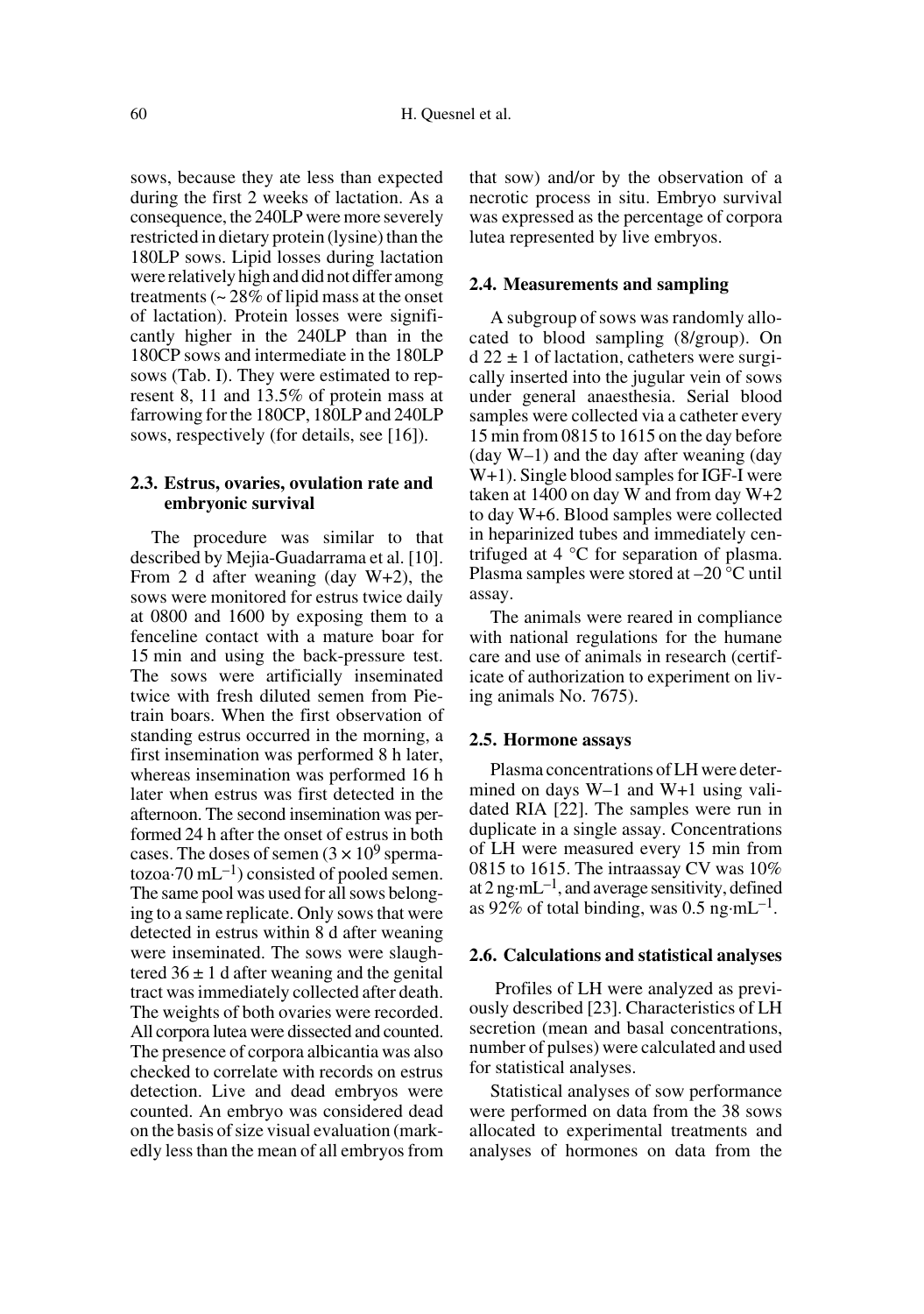sows, because they ate less than expected during the first 2 weeks of lactation. As a consequence, the 240LP were more severely restricted in dietary protein (lysine) than the 180LP sows. Lipid losses during lactation were relatively high and did not differ among treatments (~ 28% of lipid mass at the onset of lactation). Protein losses were significantly higher in the 240LP than in the 180CP sows and intermediate in the 180LP sows (Tab. I). They were estimated to represent 8, 11 and 13.5% of protein mass at farrowing for the 180CP, 180LP and 240LP sows, respectively (for details, see [16]).

### 2.3. Estrus, ovaries, ovulation rate and embryonic survival

The procedure was similar to that described by Mejia-Guadarrama et al. [10]. From 2 d after weaning (day W+2), the sows were monitored for estrus twice daily at 0800 and 1600 by exposing them to a fenceline contact with a mature boar for 15 min and using the back-pressure test. The sows were artificially inseminated twice with fresh diluted semen from Pietrain boars. When the first observation of standing estrus occurred in the morning, a first insemination was performed 8 h later, whereas insemination was performed 16 h later when estrus was first detected in the afternoon. The second insemination was performed 24 h after the onset of estrus in both cases. The doses of semen ($3 \times 10^9$ spermatozoa·70 $mL^{-1}$) consisted of pooled semen. The same pool was used for all sows belonging to a same replicate. Only sows that were detected in estrus within 8 d after weaning were inseminated. The sows were slaughtered $36 \pm 1$ d after weaning and the genital tract was immediately collected after death. The weights of both ovaries were recorded. All corpora lutea were dissected and counted. The presence of corpora albicantia was also checked to correlate with records on estrus detection. Live and dead embryos were counted. An embryo was considered dead on the basis of size visual evaluation (markedly less than the mean of all embryos from that sow) and/or by the observation of a necrotic process in situ. Embryo survival was expressed as the percentage of corpora lutea represented by live embryos.

### 2.4. Measurements and sampling

A subgroup of sows was randomly allocated to blood sampling (8/group). On d $22 \pm 1$ of lactation, catheters were surgically inserted into the jugular vein of sows under general anaesthesia. Serial blood samples were collected via a catheter every 15 min from 0815 to 1615 on the day before (day W–1) and the day after weaning (day W+1). Single blood samples for IGF-I were taken at 1400 on day W and from day W+2 to day W+6. Blood samples were collected in heparinized tubes and immediately centrifuged at 4 °C for separation of plasma. Plasma samples were stored at –20 °C until assay.

The animals were reared in compliance with national regulations for the humane care and use of animals in research (certificate of authorization to experiment on living animals No. 7675).

### 2.5. Hormone assays

Plasma concentrations of LH were determined on days W–1 and W+1 using validated RIA [22]. The samples were run in duplicate in a single assay. Concentrations of LH were measured every 15 min from 0815 to 1615. The intraassay CV was 10% at 2 ng·$mL^{-1}$, and average sensitivity, defined as 92% of total binding, was 0.5 ng·$mL^{-1}$.

### 2.6. Calculations and statistical analyses

Profiles of LH were analyzed as previously described [23]. Characteristics of LH secretion (mean and basal concentrations, number of pulses) were calculated and used for statistical analyses.

Statistical analyses of sow performance were performed on data from the 38 sows allocated to experimental treatments and analyses of hormones on data from the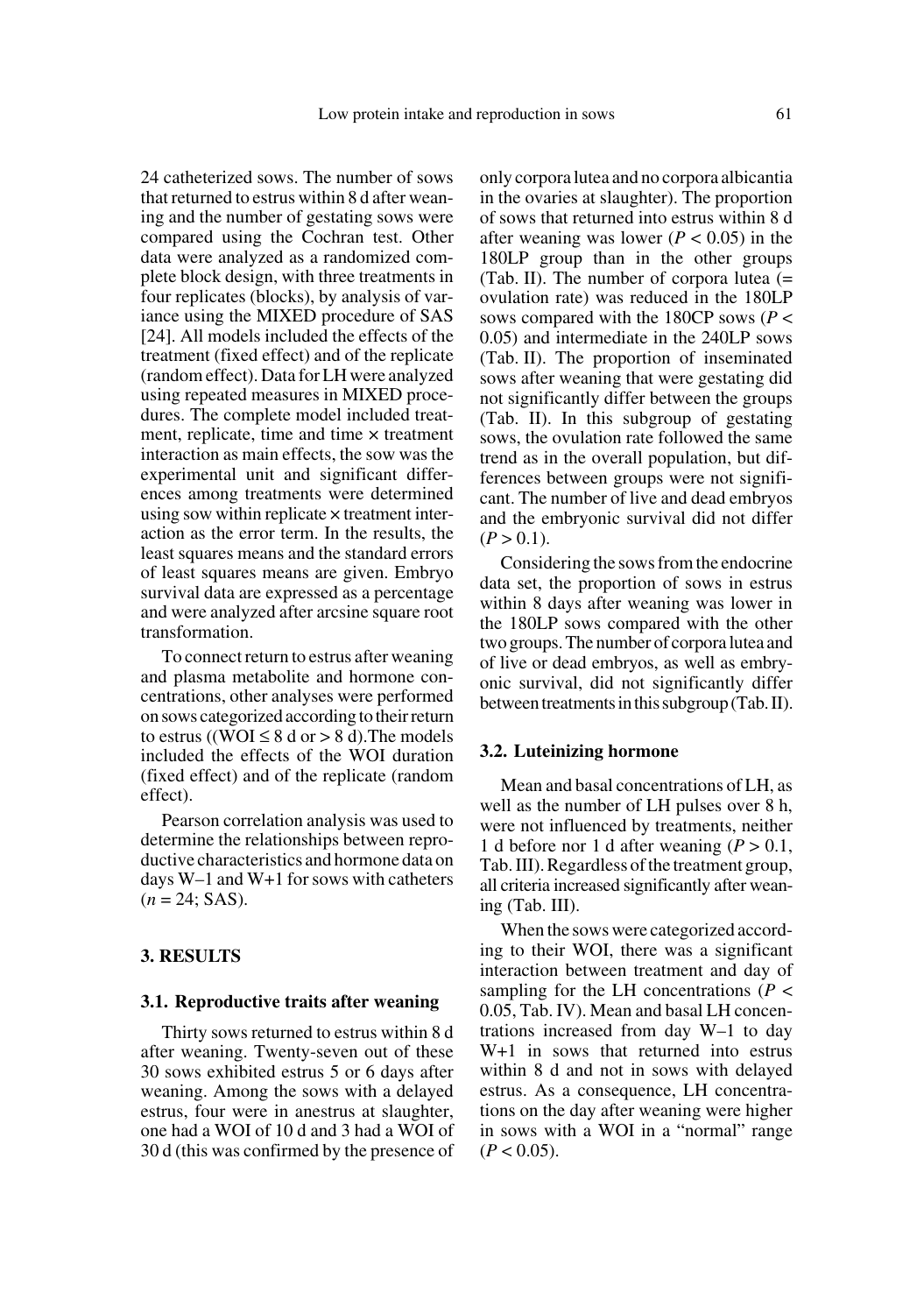24 catheterized sows. The number of sows that returned to estrus within 8 d after weaning and the number of gestating sows were compared using the Cochran test. Other data were analyzed as a randomized complete block design, with three treatments in four replicates (blocks), by analysis of variance using the MIXED procedure of SAS [24]. All models included the effects of the treatment (fixed effect) and of the replicate (random effect). Data for LH were analyzed using repeated measures in MIXED procedures. The complete model included treatment, replicate, time and time × treatment interaction as main effects, the sow was the experimental unit and significant differences among treatments were determined using sow within replicate × treatment interaction as the error term. In the results, the least squares means and the standard errors of least squares means are given. Embryo survival data are expressed as a percentage and were analyzed after arcsine square root transformation.

To connect return to estrus after weaning and plasma metabolite and hormone concentrations, other analyses were performed on sows categorized according to their return to estrus ((WOI ≤ 8 d or > 8 d).The models included the effects of the WOI duration (fixed effect) and of the replicate (random effect).

Pearson correlation analysis was used to determine the relationships between reproductive characteristics and hormone data on days W–1 and W+1 for sows with catheters ($n = 24$; SAS).

## 3. RESULTS

### 3.1. Reproductive traits after weaning

Thirty sows returned to estrus within 8 d after weaning. Twenty-seven out of these 30 sows exhibited estrus 5 or 6 days after weaning. Among the sows with a delayed estrus, four were in anestrus at slaughter, one had a WOI of 10 d and 3 had a WOI of 30 d (this was confirmed by the presence of only corpora lutea and no corpora albicantia in the ovaries at slaughter). The proportion of sows that returned into estrus within 8 d after weaning was lower ($P < 0.05$) in the 180LP group than in the other groups (Tab. II). The number of corpora lutea (= ovulation rate) was reduced in the 180LP sows compared with the 180CP sows ($P < 0.05$) and intermediate in the 240LP sows (Tab. II). The proportion of inseminated sows after weaning that were gestating did not significantly differ between the groups (Tab. II). In this subgroup of gestating sows, the ovulation rate followed the same trend as in the overall population, but differences between groups were not significant. The number of live and dead embryos and the embryonic survival did not differ ($P > 0.1$).

Considering the sows from the endocrine data set, the proportion of sows in estrus within 8 days after weaning was lower in the 180LP sows compared with the other two groups. The number of corpora lutea and of live or dead embryos, as well as embryonic survival, did not significantly differ between treatments in this subgroup (Tab. II).

### 3.2. Luteinizing hormone

Mean and basal concentrations of LH, as well as the number of LH pulses over 8 h, were not influenced by treatments, neither 1 d before nor 1 d after weaning ($P > 0.1$, Tab. III). Regardless of the treatment group, all criteria increased significantly after weaning (Tab. III).

When the sows were categorized according to their WOI, there was a significant interaction between treatment and day of sampling for the LH concentrations ($P < 0.05$, Tab. IV). Mean and basal LH concentrations increased from day W–1 to day W+1 in sows that returned into estrus within 8 d and not in sows with delayed estrus. As a consequence, LH concentrations on the day after weaning were higher in sows with a WOI in a "normal" range ($P < 0.05$).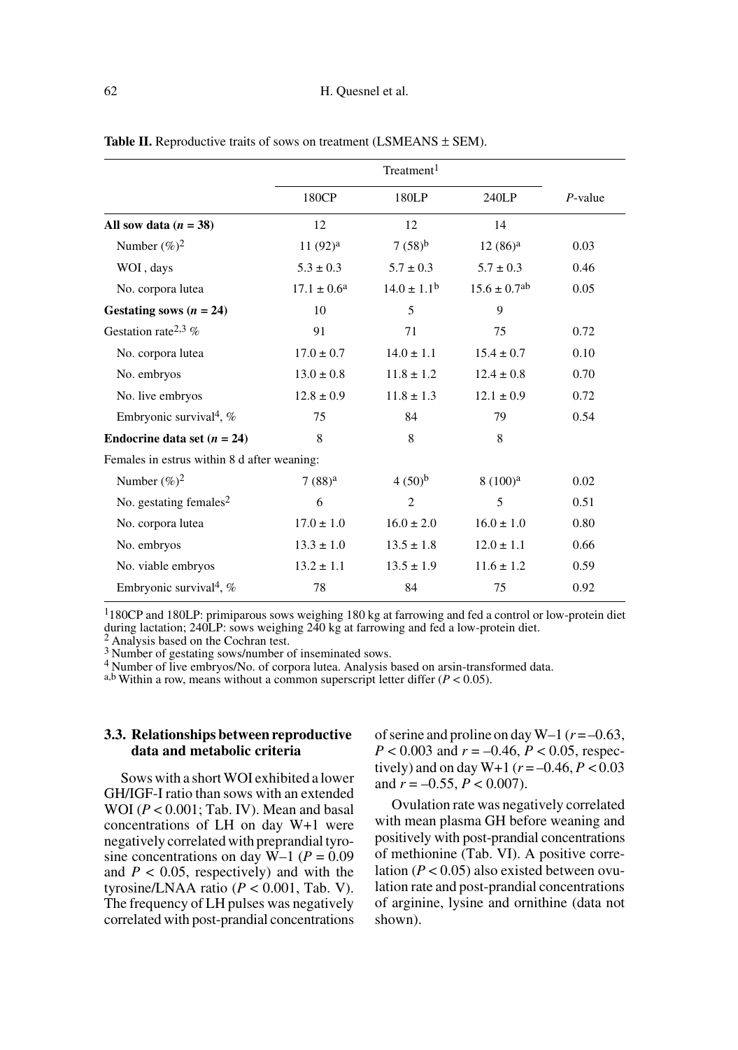**Table II.** Reproductive traits of sows on treatment (LSMEANS ± SEM).

| | Treatment[1] | | | *P*-value |
|---|---|---|---|---|
| | 180CP | 180LP | 240LP | |
| **All sow data ($n$ = 38)** | 12 | 12 | 14 | |
| Number (%)[2] | 11 (92)[a] | 7 (58)[b] | 12 (86)[a] | 0.03 |
| WOI , days | 5.3 ± 0.3 | 5.7 ± 0.3 | 5.7 ± 0.3 | 0.46 |
| No. corpora lutea | 17.1 ± 0.6[a] | 14.0 ± 1.1[b] | 15.6 ± 0.7[ab] | 0.05 |
| **Gestating sows ($n$ = 24)** | 10 | 5 | 9 | |
| Gestation rate[2,3] % | 91 | 71 | 75 | 0.72 |
| No. corpora lutea | 17.0 ± 0.7 | 14.0 ± 1.1 | 15.4 ± 0.7 | 0.10 |
| No. embryos | 13.0 ± 0.8 | 11.8 ± 1.2 | 12.4 ± 0.8 | 0.70 |
| No. live embryos | 12.8 ± 0.9 | 11.8 ± 1.3 | 12.1 ± 0.9 | 0.72 |
| Embryonic survival[4], % | 75 | 84 | 79 | 0.54 |
| **Endocrine data set ($n$ = 24)** | 8 | 8 | 8 | |
| Females in estrus within 8 d after weaning: | | | | |
| Number (%)[2] | 7 (88)[a] | 4 (50)[b] | 8 (100)[a] | 0.02 |
| No. gestating females[2] | 6 | 2 | 5 | 0.51 |
| No. corpora lutea | 17.0 ± 1.0 | 16.0 ± 2.0 | 16.0 ± 1.0 | 0.80 |
| No. embryos | 13.3 ± 1.0 | 13.5 ± 1.8 | 12.0 ± 1.1 | 0.66 |
| No. viable embryos | 13.2 ± 1.1 | 13.5 ± 1.9 | 11.6 ± 1.2 | 0.59 |
| Embryonic survival[4], % | 78 | 84 | 75 | 0.92 |

[1] 180CP and 180LP: primiparous sows weighing 180 kg at farrowing and fed a control or low-protein diet during lactation; 240LP: sows weighing 240 kg at farrowing and fed a low-protein diet.
[2] Analysis based on the Cochran test.
[3] Number of gestating sows/number of inseminated sows.
[4] Number of live embryos/No. of corpora lutea. Analysis based on arsin-transformed data.
[a,b] Within a row, means without a common superscript letter differ ($P < 0.05$).

### 3.3. Relationships between reproductive data and metabolic criteria

Sows with a short WOI exhibited a lower GH/IGF-I ratio than sows with an extended WOI ($P < 0.001$; Tab. IV). Mean and basal concentrations of LH on day W+1 were negatively correlated with preprandial tyrosine concentrations on day W–1 ($P = 0.09$ and $P < 0.05$, respectively) and with the tyrosine/LNAA ratio ($P < 0.001$, Tab. V). The frequency of LH pulses was negatively correlated with post-prandial concentrations of serine and proline on day W–1 ($r = -0.63$, $P < 0.003$ and $r = -0.46$, $P < 0.05$, respectively) and on day W+1 ($r = -0.46$, $P < 0.03$ and $r = -0.55$, $P < 0.007$).

Ovulation rate was negatively correlated with mean plasma GH before weaning and positively with post-prandial concentrations of methionine (Tab. VI). A positive correlation ($P < 0.05$) also existed between ovulation rate and post-prandial concentrations of arginine, lysine and ornithine (data not shown).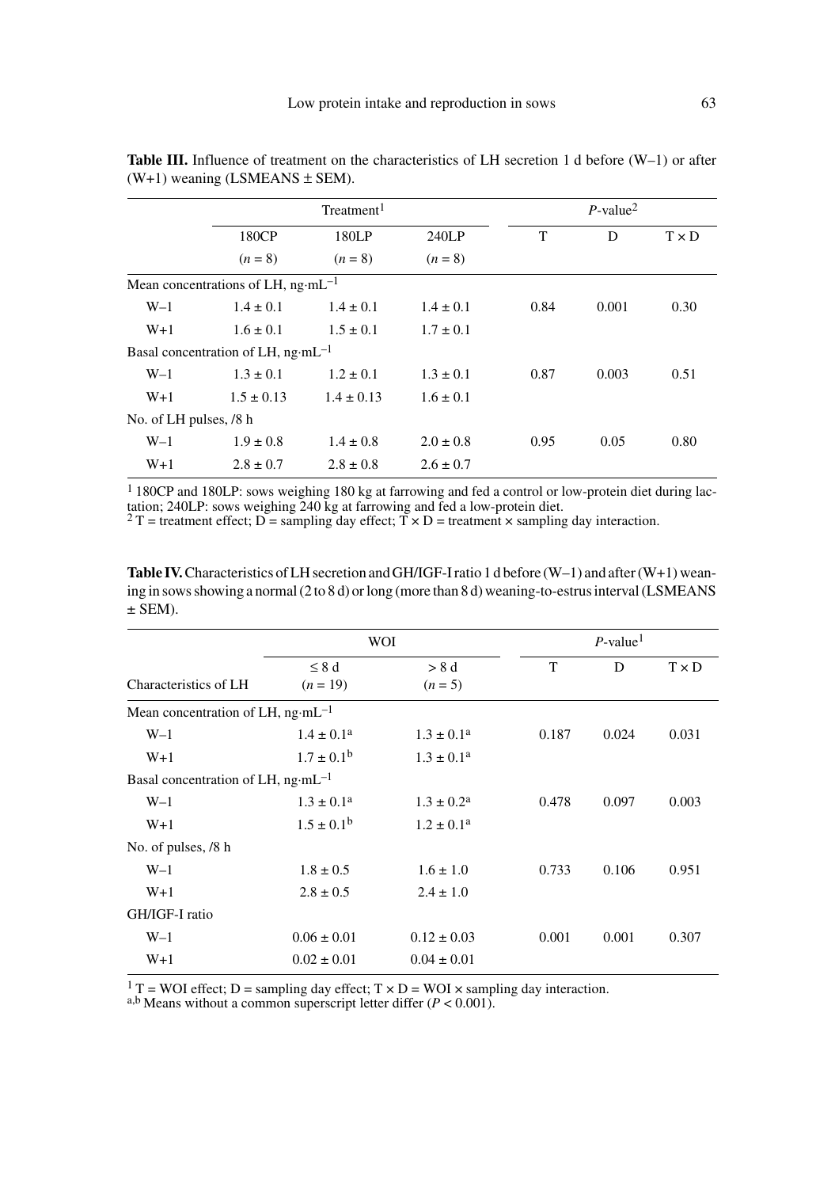**Table III.** Influence of treatment on the characteristics of LH secretion 1 d before (W–1) or after (W+1) weaning (LSMEANS ± SEM).

| | Treatment[1] | | | $P$-value[2] | | |
|---|---|---|---|---|---|---|
| | 180CP ($n$ = 8) | 180LP ($n$ = 8) | 240LP ($n$ = 8) | T | D | T × D |
| Mean concentrations of LH, ng·mL$^{-1}$ | | | | | | |
| W–1 | 1.4 ± 0.1 | 1.4 ± 0.1 | 1.4 ± 0.1 | 0.84 | 0.001 | 0.30 |
| W+1 | 1.6 ± 0.1 | 1.5 ± 0.1 | 1.7 ± 0.1 | | | |
| Basal concentration of LH, ng·mL$^{-1}$ | | | | | | |
| W–1 | 1.3 ± 0.1 | 1.2 ± 0.1 | 1.3 ± 0.1 | 0.87 | 0.003 | 0.51 |
| W+1 | 1.5 ± 0.13 | 1.4 ± 0.13 | 1.6 ± 0.1 | | | |
| No. of LH pulses, /8 h | | | | | | |
| W–1 | 1.9 ± 0.8 | 1.4 ± 0.8 | 2.0 ± 0.8 | 0.95 | 0.05 | 0.80 |
| W+1 | 2.8 ± 0.7 | 2.8 ± 0.8 | 2.6 ± 0.7 | | | |

[1] 180CP and 180LP: sows weighing 180 kg at farrowing and fed a control or low-protein diet during lactation; 240LP: sows weighing 240 kg at farrowing and fed a low-protein diet.
[2] T = treatment effect; D = sampling day effect; T × D = treatment × sampling day interaction.

**Table IV.** Characteristics of LH secretion and GH/IGF-I ratio 1 d before (W–1) and after (W+1) weaning in sows showing a normal (2 to 8 d) or long (more than 8 d) weaning-to-estrus interval (LSMEANS ± SEM).

| | WOI | | $P$-value[1] | | |
|---|---|---|---|---|---|
| Characteristics of LH | ≤ 8 d ($n$ = 19) | > 8 d ($n$ = 5) | T | D | T × D |
| Mean concentration of LH, ng·mL$^{-1}$ | | | | | |
| W–1 | 1.4 ± 0.1[a] | 1.3 ± 0.1[a] | 0.187 | 0.024 | 0.031 |
| W+1 | 1.7 ± 0.1[b] | 1.3 ± 0.1[a] | | | |
| Basal concentration of LH, ng·mL$^{-1}$ | | | | | |
| W–1 | 1.3 ± 0.1[a] | 1.3 ± 0.2[a] | 0.478 | 0.097 | 0.003 |
| W+1 | 1.5 ± 0.1[b] | 1.2 ± 0.1[a] | | | |
| No. of pulses, /8 h | | | | | |
| W–1 | 1.8 ± 0.5 | 1.6 ± 1.0 | 0.733 | 0.106 | 0.951 |
| W+1 | 2.8 ± 0.5 | 2.4 ± 1.0 | | | |
| GH/IGF-I ratio | | | | | |
| W–1 | 0.06 ± 0.01 | 0.12 ± 0.03 | 0.001 | 0.001 | 0.307 |
| W+1 | 0.02 ± 0.01 | 0.04 ± 0.01 | | | |

[1] T = WOI effect; D = sampling day effect; T × D = WOI × sampling day interaction.
[a,b] Means without a common superscript letter differ ($P < 0.001$).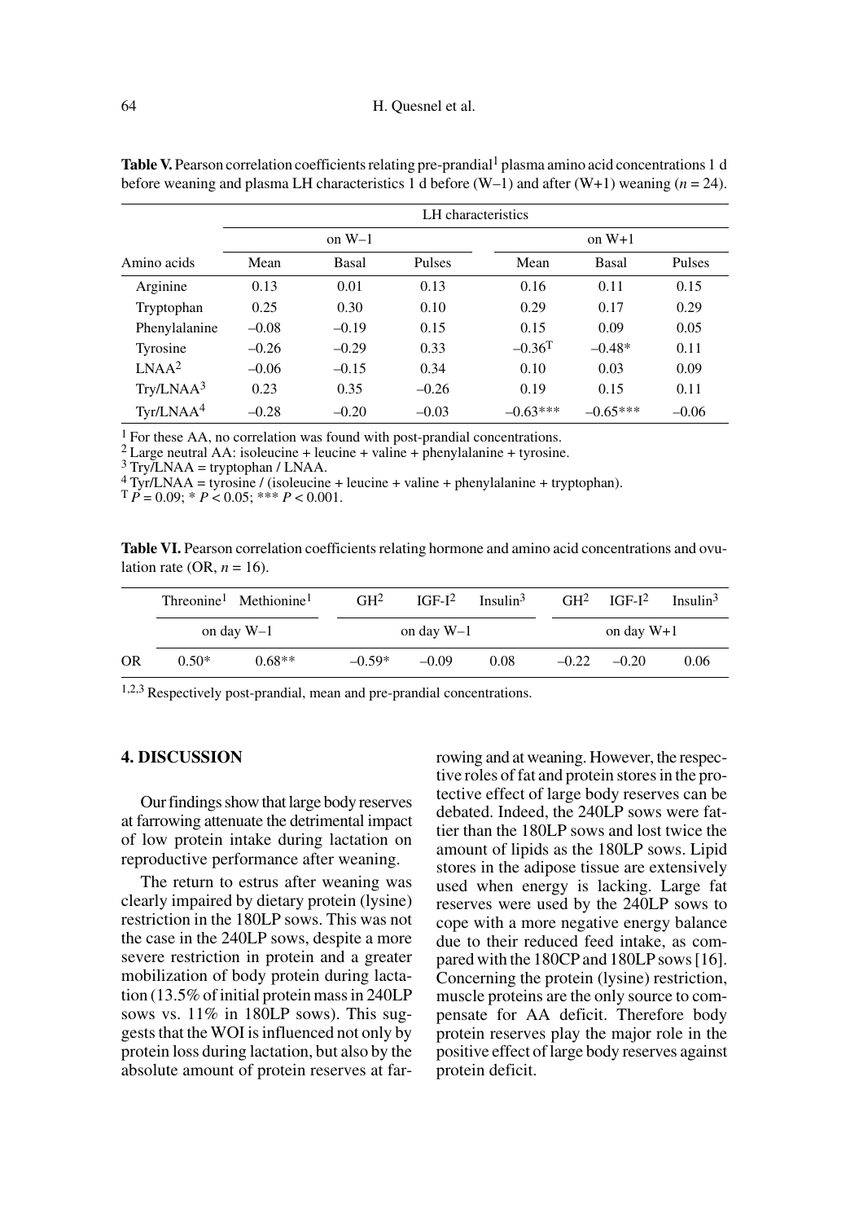**Table V.** Pearson correlation coefficients relating pre-prandial[1] plasma amino acid concentrations 1 d before weaning and plasma LH characteristics 1 d before (W–1) and after (W+1) weaning ($n = 24$).

| Amino acids | LH characteristics | | | | | |
|---|---|---|---|---|---|---|
| | on W–1 | | | on W+1 | | |
| | Mean | Basal | Pulses | Mean | Basal | Pulses |
| Arginine | 0.13 | 0.01 | 0.13 | 0.16 | 0.11 | 0.15 |
| Tryptophan | 0.25 | 0.30 | 0.10 | 0.29 | 0.17 | 0.29 |
| Phenylalanine | –0.08 | –0.19 | 0.15 | 0.15 | 0.09 | 0.05 |
| Tyrosine | –0.26 | –0.29 | 0.33 | –0.36[T] | –0.48* | 0.11 |
| LNAA[2] | –0.06 | –0.15 | 0.34 | 0.10 | 0.03 | 0.09 |
| Try/LNAA[3] | 0.23 | 0.35 | –0.26 | 0.19 | 0.15 | 0.11 |
| Tyr/LNAA[4] | –0.28 | –0.20 | –0.03 | –0.63*** | –0.65*** | –0.06 |

[1] For these AA, no correlation was found with post-prandial concentrations.
[2] Large neutral AA: isoleucine + leucine + valine + phenylalanine + tyrosine.
[3] Try/LNAA = tryptophan / LNAA.
[4] Tyr/LNAA = tyrosine / (isoleucine + leucine + valine + phenylalanine + tryptophan).
[T] $P = 0.09$; * $P < 0.05$; *** $P < 0.001$.

**Table VI.** Pearson correlation coefficients relating hormone and amino acid concentrations and ovulation rate (OR, $n = 16$).

| | Threonine[1] | Methionine[1] | GH[2] | IGF-I[2] | Insulin[3] | GH[2] | IGF-I[2] | Insulin[3] |
|---|---|---|---|---|---|---|---|---|
| | on day W–1 | | on day W–1 | | | on day W+1 | | |
| OR | 0.50* | 0.68** | –0.59* | –0.09 | 0.08 | –0.22 | –0.20 | 0.06 |

[1,2,3] Respectively post-prandial, mean and pre-prandial concentrations.

## 4. DISCUSSION

Our findings show that large body reserves at farrowing attenuate the detrimental impact of low protein intake during lactation on reproductive performance after weaning.

The return to estrus after weaning was clearly impaired by dietary protein (lysine) restriction in the 180LP sows. This was not the case in the 240LP sows, despite a more severe restriction in protein and a greater mobilization of body protein during lactation (13.5% of initial protein mass in 240LP sows vs. 11% in 180LP sows). This suggests that the WOI is influenced not only by protein loss during lactation, but also by the absolute amount of protein reserves at farrowing and at weaning. However, the respective roles of fat and protein stores in the protective effect of large body reserves can be debated. Indeed, the 240LP sows were fattier than the 180LP sows and lost twice the amount of lipids as the 180LP sows. Lipid stores in the adipose tissue are extensively used when energy is lacking. Large fat reserves were used by the 240LP sows to cope with a more negative energy balance due to their reduced feed intake, as compared with the 180CP and 180LP sows [16]. Concerning the protein (lysine) restriction, muscle proteins are the only source to compensate for AA deficit. Therefore body protein reserves play the major role in the positive effect of large body reserves against protein deficit.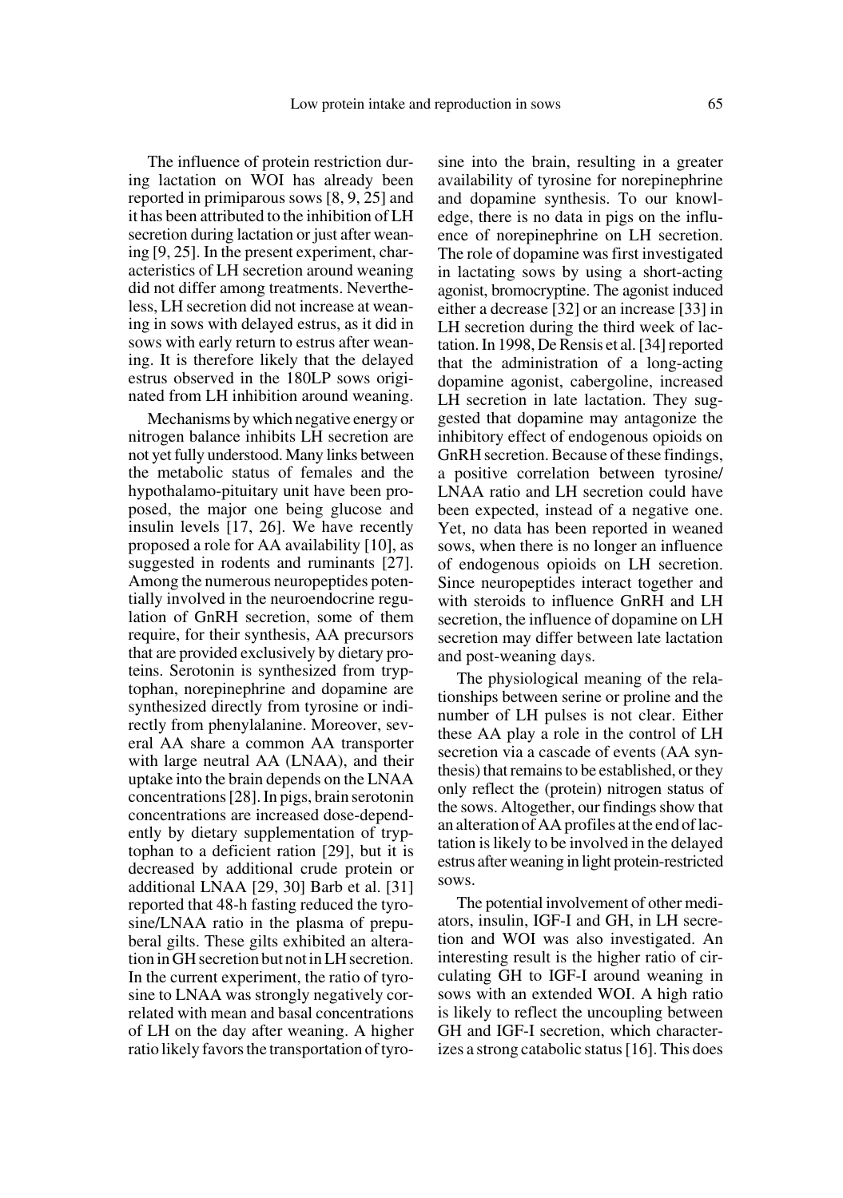The influence of protein restriction during lactation on WOI has already been reported in primiparous sows [8, 9, 25] and it has been attributed to the inhibition of LH secretion during lactation or just after weaning [9, 25]. In the present experiment, characteristics of LH secretion around weaning did not differ among treatments. Nevertheless, LH secretion did not increase at weaning in sows with delayed estrus, as it did in sows with early return to estrus after weaning. It is therefore likely that the delayed estrus observed in the 180LP sows originated from LH inhibition around weaning.

Mechanisms by which negative energy or nitrogen balance inhibits LH secretion are not yet fully understood. Many links between the metabolic status of females and the hypothalamo-pituitary unit have been proposed, the major one being glucose and insulin levels [17, 26]. We have recently proposed a role for AA availability [10], as suggested in rodents and ruminants [27]. Among the numerous neuropeptides potentially involved in the neuroendocrine regulation of GnRH secretion, some of them require, for their synthesis, AA precursors that are provided exclusively by dietary proteins. Serotonin is synthesized from tryptophan, norepinephrine and dopamine are synthesized directly from tyrosine or indirectly from phenylalanine. Moreover, several AA share a common AA transporter with large neutral AA (LNAA), and their uptake into the brain depends on the LNAA concentrations [28]. In pigs, brain serotonin concentrations are increased dose-dependently by dietary supplementation of tryptophan to a deficient ration [29], but it is decreased by additional crude protein or additional LNAA [29, 30] Barb et al. [31] reported that 48-h fasting reduced the tyrosine/LNAA ratio in the plasma of prepuberal gilts. These gilts exhibited an alteration in GH secretion but not in LH secretion. In the current experiment, the ratio of tyrosine to LNAA was strongly negatively correlated with mean and basal concentrations of LH on the day after weaning. A higher ratio likely favors the transportation of tyrosine into the brain, resulting in a greater availability of tyrosine for norepinephrine and dopamine synthesis. To our knowledge, there is no data in pigs on the influence of norepinephrine on LH secretion. The role of dopamine was first investigated in lactating sows by using a short-acting agonist, bromocryptine. The agonist induced either a decrease [32] or an increase [33] in LH secretion during the third week of lactation. In 1998, De Rensis et al. [34] reported that the administration of a long-acting dopamine agonist, cabergoline, increased LH secretion in late lactation. They suggested that dopamine may antagonize the inhibitory effect of endogenous opioids on GnRH secretion. Because of these findings, a positive correlation between tyrosine/LNAA ratio and LH secretion could have been expected, instead of a negative one. Yet, no data has been reported in weaned sows, when there is no longer an influence of endogenous opioids on LH secretion. Since neuropeptides interact together and with steroids to influence GnRH and LH secretion, the influence of dopamine on LH secretion may differ between late lactation and post-weaning days.

The physiological meaning of the relationships between serine or proline and the number of LH pulses is not clear. Either these AA play a role in the control of LH secretion via a cascade of events (AA synthesis) that remains to be established, or they only reflect the (protein) nitrogen status of the sows. Altogether, our findings show that an alteration of AA profiles at the end of lactation is likely to be involved in the delayed estrus after weaning in light protein-restricted sows.

The potential involvement of other mediators, insulin, IGF-I and GH, in LH secretion and WOI was also investigated. An interesting result is the higher ratio of circulating GH to IGF-I around weaning in sows with an extended WOI. A high ratio is likely to reflect the uncoupling between GH and IGF-I secretion, which characterizes a strong catabolic status [16]. This does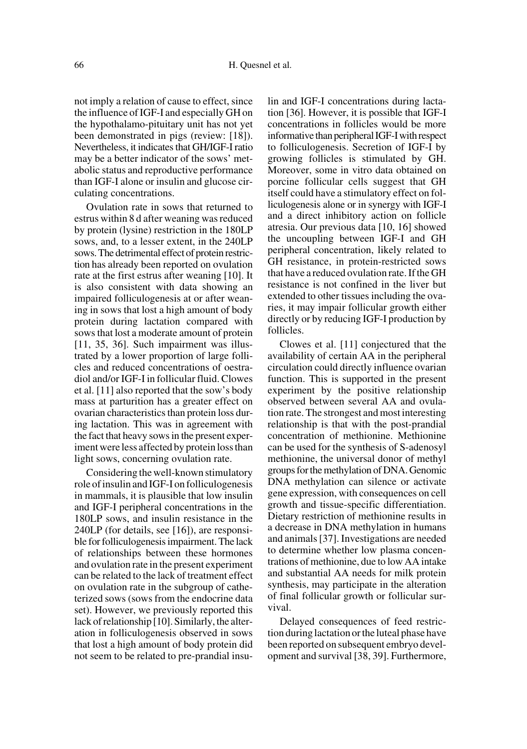not imply a relation of cause to effect, since the influence of IGF-I and especially GH on the hypothalamo-pituitary unit has not yet been demonstrated in pigs (review: [18]). Nevertheless, it indicates that GH/IGF-I ratio may be a better indicator of the sows' metabolic status and reproductive performance than IGF-I alone or insulin and glucose circulating concentrations.

Ovulation rate in sows that returned to estrus within 8 d after weaning was reduced by protein (lysine) restriction in the 180LP sows, and, to a lesser extent, in the 240LP sows. The detrimental effect of protein restriction has already been reported on ovulation rate at the first estrus after weaning [10]. It is also consistent with data showing an impaired folliculogenesis at or after weaning in sows that lost a high amount of body protein during lactation compared with sows that lost a moderate amount of protein [11, 35, 36]. Such impairment was illustrated by a lower proportion of large follicles and reduced concentrations of oestradiol and/or IGF-I in follicular fluid. Clowes et al. [11] also reported that the sow's body mass at parturition has a greater effect on ovarian characteristics than protein loss during lactation. This was in agreement with the fact that heavy sows in the present experiment were less affected by protein loss than light sows, concerning ovulation rate.

Considering the well-known stimulatory role of insulin and IGF-I on folliculogenesis in mammals, it is plausible that low insulin and IGF-I peripheral concentrations in the 180LP sows, and insulin resistance in the 240LP (for details, see [16]), are responsible for folliculogenesis impairment. The lack of relationships between these hormones and ovulation rate in the present experiment can be related to the lack of treatment effect on ovulation rate in the subgroup of catheterized sows (sows from the endocrine data set). However, we previously reported this lack of relationship [10]. Similarly, the alteration in folliculogenesis observed in sows that lost a high amount of body protein did not seem to be related to pre-prandial insulin and IGF-I concentrations during lactation [36]. However, it is possible that IGF-I concentrations in follicles would be more informative than peripheral IGF-I with respect to folliculogenesis. Secretion of IGF-I by growing follicles is stimulated by GH. Moreover, some in vitro data obtained on porcine follicular cells suggest that GH itself could have a stimulatory effect on folliculogenesis alone or in synergy with IGF-I and a direct inhibitory action on follicle atresia. Our previous data [10, 16] showed the uncoupling between IGF-I and GH peripheral concentration, likely related to GH resistance, in protein-restricted sows that have a reduced ovulation rate. If the GH resistance is not confined in the liver but extended to other tissues including the ovaries, it may impair follicular growth either directly or by reducing IGF-I production by follicles.

Clowes et al. [11] conjectured that the availability of certain AA in the peripheral circulation could directly influence ovarian function. This is supported in the present experiment by the positive relationship observed between several AA and ovulation rate. The strongest and most interesting relationship is that with the post-prandial concentration of methionine. Methionine can be used for the synthesis of S-adenosyl methionine, the universal donor of methyl groups for the methylation of DNA. Genomic DNA methylation can silence or activate gene expression, with consequences on cell growth and tissue-specific differentiation. Dietary restriction of methionine results in a decrease in DNA methylation in humans and animals [37]. Investigations are needed to determine whether low plasma concentrations of methionine, due to low AA intake and substantial AA needs for milk protein synthesis, may participate in the alteration of final follicular growth or follicular survival.

Delayed consequences of feed restriction during lactation or the luteal phase have been reported on subsequent embryo development and survival [38, 39]. Furthermore,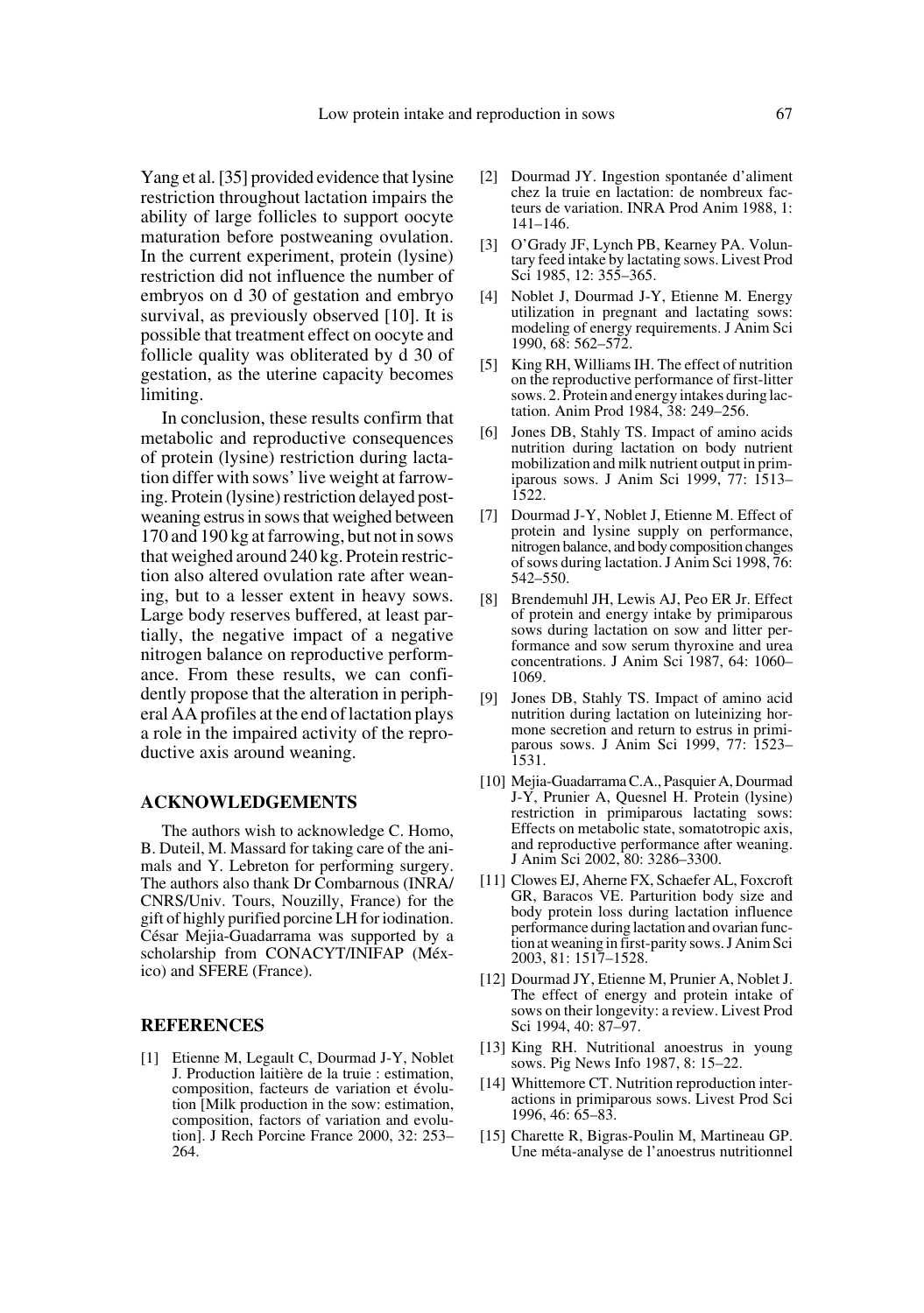Yang et al. [35] provided evidence that lysine restriction throughout lactation impairs the ability of large follicles to support oocyte maturation before postweaning ovulation. In the current experiment, protein (lysine) restriction did not influence the number of embryos on d 30 of gestation and embryo survival, as previously observed [10]. It is possible that treatment effect on oocyte and follicle quality was obliterated by d 30 of gestation, as the uterine capacity becomes limiting.

In conclusion, these results confirm that metabolic and reproductive consequences of protein (lysine) restriction during lactation differ with sows' live weight at farrowing. Protein (lysine) restriction delayed postweaning estrus in sows that weighed between 170 and 190 kg at farrowing, but not in sows that weighed around 240 kg. Protein restriction also altered ovulation rate after weaning, but to a lesser extent in heavy sows. Large body reserves buffered, at least partially, the negative impact of a negative nitrogen balance on reproductive performance. From these results, we can confidently propose that the alteration in peripheral AA profiles at the end of lactation plays a role in the impaired activity of the reproductive axis around weaning.

## ACKNOWLEDGEMENTS

The authors wish to acknowledge C. Homo, B. Duteil, M. Massard for taking care of the animals and Y. Lebreton for performing surgery. The authors also thank Dr Combarnous (INRA/CNRS/Univ. Tours, Nouzilly, France) for the gift of highly purified porcine LH for iodination. César Mejia-Guadarrama was supported by a scholarship from CONACYT/INIFAP (México) and SFERE (France).

## REFERENCES

[1] Etienne M, Legault C, Dourmad J-Y, Noblet J. Production laitière de la truie : estimation, composition, facteurs de variation et évolution [Milk production in the sow: estimation, composition, factors of variation and evolution]. J Rech Porcine France 2000, 32: 253–264.

[2] Dourmad JY. Ingestion spontanée d'aliment chez la truie en lactation: de nombreux facteurs de variation. INRA Prod Anim 1988, 1: 141–146.

[3] O'Grady JF, Lynch PB, Kearney PA. Voluntary feed intake by lactating sows. Livest Prod Sci 1985, 12: 355–365.

[4] Noblet J, Dourmad J-Y, Etienne M. Energy utilization in pregnant and lactating sows: modeling of energy requirements. J Anim Sci 1990, 68: 562–572.

[5] King RH, Williams IH. The effect of nutrition on the reproductive performance of first-litter sows. 2. Protein and energy intakes during lactation. Anim Prod 1984, 38: 249–256.

[6] Jones DB, Stahly TS. Impact of amino acids nutrition during lactation on body nutrient mobilization and milk nutrient output in primiparous sows. J Anim Sci 1999, 77: 1513–1522.

[7] Dourmad J-Y, Noblet J, Etienne M. Effect of protein and lysine supply on performance, nitrogen balance, and body composition changes of sows during lactation. J Anim Sci 1998, 76: 542–550.

[8] Brendemuhl JH, Lewis AJ, Peo ER Jr. Effect of protein and energy intake by primiparous sows during lactation on sow and litter performance and sow serum thyroxine and urea concentrations. J Anim Sci 1987, 64: 1060–1069.

[9] Jones DB, Stahly TS. Impact of amino acid nutrition during lactation on luteinizing hormone secretion and return to estrus in primiparous sows. J Anim Sci 1999, 77: 1523–1531.

[10] Mejia-Guadarrama C.A., Pasquier A, Dourmad J-Y, Prunier A, Quesnel H. Protein (lysine) restriction in primiparous lactating sows: Effects on metabolic state, somatotropic axis, and reproductive performance after weaning. J Anim Sci 2002, 80: 3286–3300.

[11] Clowes EJ, Aherne FX, Schaefer AL, Foxcroft GR, Baracos VE. Parturition body size and body protein loss during lactation influence performance during lactation and ovarian function at weaning in first-parity sows. J Anim Sci 2003, 81: 1517–1528.

[12] Dourmad JY, Etienne M, Prunier A, Noblet J. The effect of energy and protein intake of sows on their longevity: a review. Livest Prod Sci 1994, 40: 87–97.

[13] King RH. Nutritional anoestrus in young sows. Pig News Info 1987, 8: 15–22.

[14] Whittemore CT. Nutrition reproduction interactions in primiparous sows. Livest Prod Sci 1996, 46: 65–83.

[15] Charette R, Bigras-Poulin M, Martineau GP. Une méta-analyse de l'anoestrus nutritionnel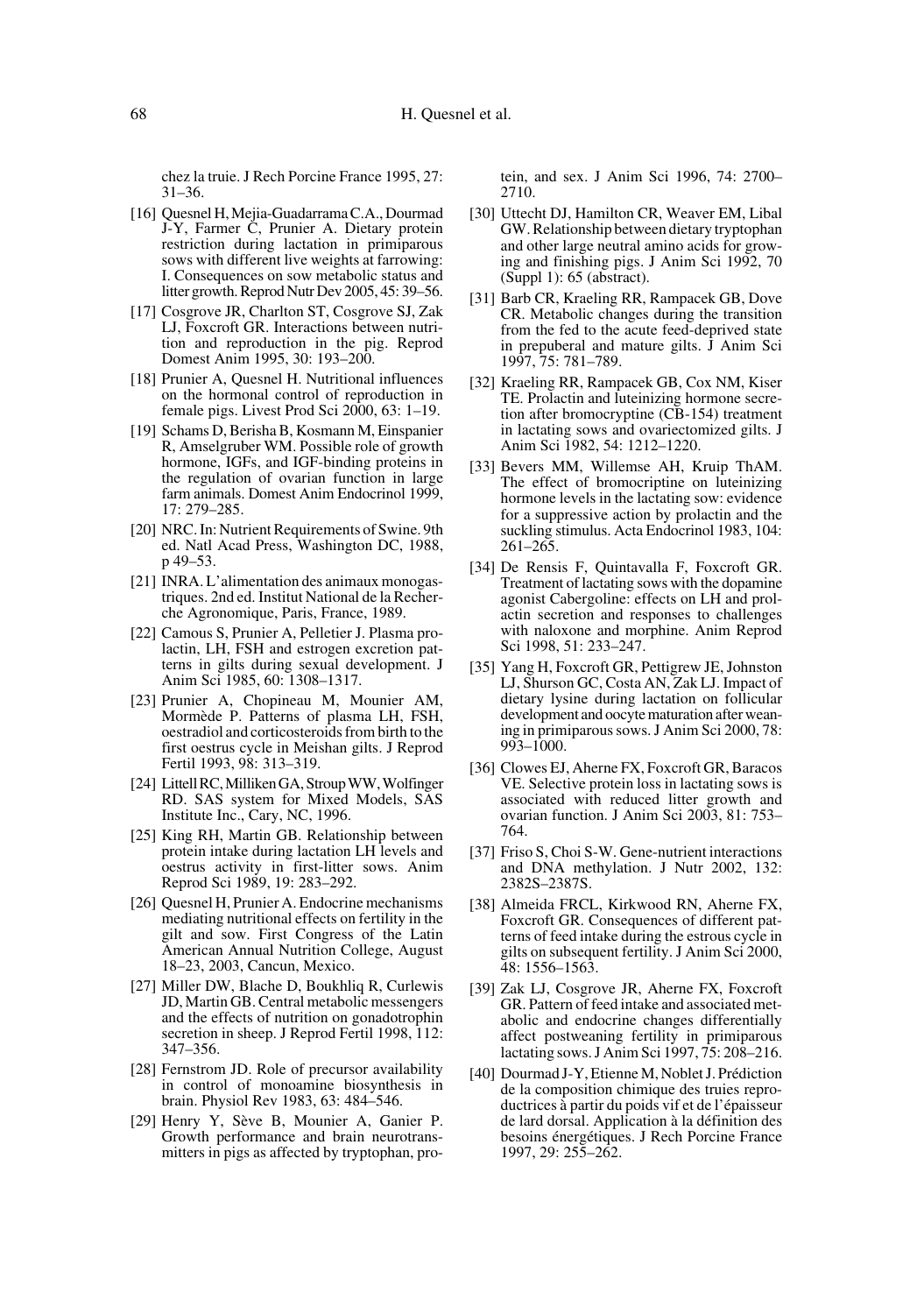chez la truie. J Rech Porcine France 1995, 27: 31–36.

[16] Quesnel H, Mejia-Guadarrama C.A., Dourmad J-Y, Farmer C, Prunier A. Dietary protein restriction during lactation in primiparous sows with different live weights at farrowing: I. Consequences on sow metabolic status and litter growth. Reprod Nutr Dev 2005, 45: 39–56.

[17] Cosgrove JR, Charlton ST, Cosgrove SJ, Zak LJ, Foxcroft GR. Interactions between nutrition and reproduction in the pig. Reprod Domest Anim 1995, 30: 193–200.

[18] Prunier A, Quesnel H. Nutritional influences on the hormonal control of reproduction in female pigs. Livest Prod Sci 2000, 63: 1–19.

[19] Schams D, Berisha B, Kosmann M, Einspanier R, Amselgruber WM. Possible role of growth hormone, IGFs, and IGF-binding proteins in the regulation of ovarian function in large farm animals. Domest Anim Endocrinol 1999, 17: 279–285.

[20] NRC. In: Nutrient Requirements of Swine. 9th ed. Natl Acad Press, Washington DC, 1988, p 49–53.

[21] INRA. L'alimentation des animaux monogastriques. 2nd ed. Institut National de la Recherche Agronomique, Paris, France, 1989.

[22] Camous S, Prunier A, Pelletier J. Plasma prolactin, LH, FSH and estrogen excretion patterns in gilts during sexual development. J Anim Sci 1985, 60: 1308–1317.

[23] Prunier A, Chopineau M, Mounier AM, Mormède P. Patterns of plasma LH, FSH, oestradiol and corticosteroids from birth to the first oestrus cycle in Meishan gilts. J Reprod Fertil 1993, 98: 313–319.

[24] Littell RC, Milliken GA, Stroup WW, Wolfinger RD. SAS system for Mixed Models, SAS Institute Inc., Cary, NC, 1996.

[25] King RH, Martin GB. Relationship between protein intake during lactation LH levels and oestrus activity in first-litter sows. Anim Reprod Sci 1989, 19: 283–292.

[26] Quesnel H, Prunier A. Endocrine mechanisms mediating nutritional effects on fertility in the gilt and sow. First Congress of the Latin American Annual Nutrition College, August 18–23, 2003, Cancun, Mexico.

[27] Miller DW, Blache D, Boukhliq R, Curlewis JD, Martin GB. Central metabolic messengers and the effects of nutrition on gonadotrophin secretion in sheep. J Reprod Fertil 1998, 112: 347–356.

[28] Fernstrom JD. Role of precursor availability in control of monoamine biosynthesis in brain. Physiol Rev 1983, 63: 484–546.

[29] Henry Y, Sève B, Mounier A, Ganier P. Growth performance and brain neurotransmitters in pigs as affected by tryptophan, protein, and sex. J Anim Sci 1996, 74: 2700–2710.

[30] Uttecht DJ, Hamilton CR, Weaver EM, Libal GW. Relationship between dietary tryptophan and other large neutral amino acids for growing and finishing pigs. J Anim Sci 1992, 70 (Suppl 1): 65 (abstract).

[31] Barb CR, Kraeling RR, Rampacek GB, Dove CR. Metabolic changes during the transition from the fed to the acute feed-deprived state in prepuberal and mature gilts. J Anim Sci 1997, 75: 781–789.

[32] Kraeling RR, Rampacek GB, Cox NM, Kiser TE. Prolactin and luteinizing hormone secretion after bromocryptine (CB-154) treatment in lactating sows and ovariectomized gilts. J Anim Sci 1982, 54: 1212–1220.

[33] Bevers MM, Willemse AH, Kruip ThAM. The effect of bromocriptine on luteinizing hormone levels in the lactating sow: evidence for a suppressive action by prolactin and the suckling stimulus. Acta Endocrinol 1983, 104: 261–265.

[34] De Rensis F, Quintavalla F, Foxcroft GR. Treatment of lactating sows with the dopamine agonist Cabergoline: effects on LH and prolactin secretion and responses to challenges with naloxone and morphine. Anim Reprod Sci 1998, 51: 233–247.

[35] Yang H, Foxcroft GR, Pettigrew JE, Johnston LJ, Shurson GC, Costa AN, Zak LJ. Impact of dietary lysine during lactation on follicular development and oocyte maturation after weaning in primiparous sows. J Anim Sci 2000, 78: 993–1000.

[36] Clowes EJ, Aherne FX, Foxcroft GR, Baracos VE. Selective protein loss in lactating sows is associated with reduced litter growth and ovarian function. J Anim Sci 2003, 81: 753–764.

[37] Friso S, Choi S-W. Gene-nutrient interactions and DNA methylation. J Nutr 2002, 132: 2382S–2387S.

[38] Almeida FRCL, Kirkwood RN, Aherne FX, Foxcroft GR. Consequences of different patterns of feed intake during the estrous cycle in gilts on subsequent fertility. J Anim Sci 2000, 48: 1556–1563.

[39] Zak LJ, Cosgrove JR, Aherne FX, Foxcroft GR. Pattern of feed intake and associated metabolic and endocrine changes differentially affect postweaning fertility in primiparous lactating sows. J Anim Sci 1997, 75: 208–216.

[40] Dourmad J-Y, Etienne M, Noblet J. Prédiction de la composition chimique des truies reproductrices à partir du poids vif et de l'épaisseur de lard dorsal. Application à la définition des besoins énergétiques. J Rech Porcine France 1997, 29: 255–262.